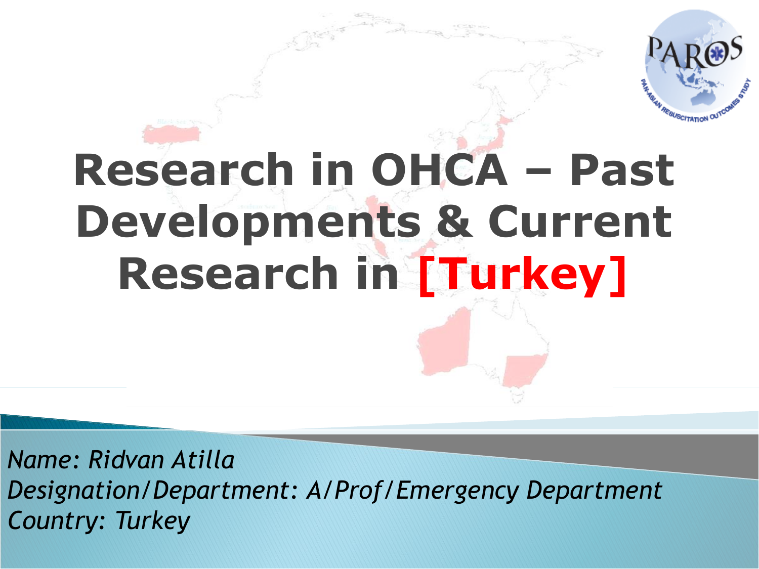# Research in OHCA – Past Developments & Current Research in [Turkey]

*Name: Ridvan Atilla*
*Designation/Department: A/Prof/Emergency Department*
*Country: Turkey*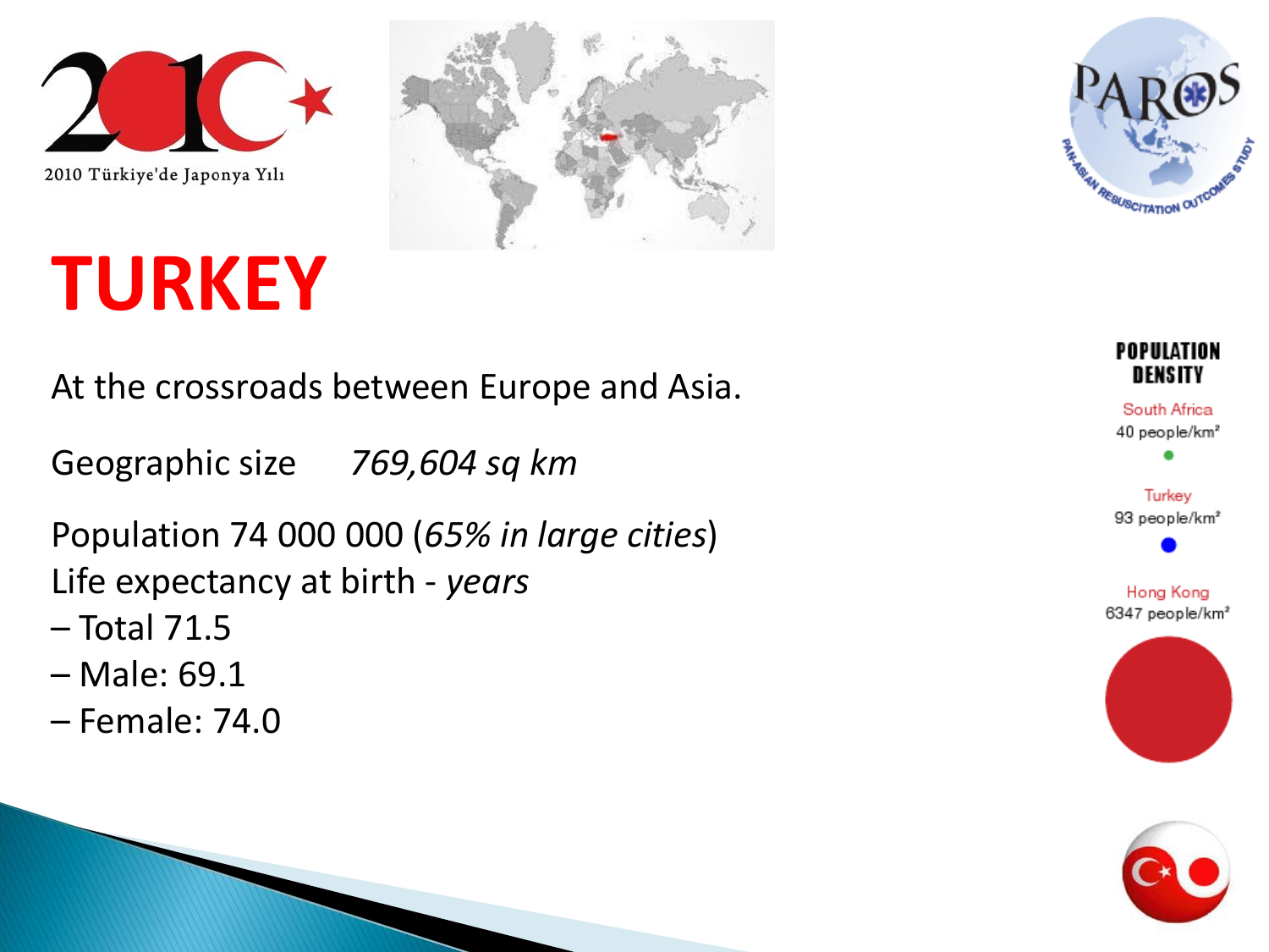2010 Türkiye'de Japonya Yılı

# TURKEY

At the crossroads between Europe and Asia.

Geographic size *769,604 sq km*

Population 74 000 000 (*65% in large cities*)
Life expectancy at birth - *years*
– Total 71.5
– Male: 69.1
– Female: 74.0

**POPULATION DENSITY**

South Africa
40 people/km²

Turkey
93 people/km²

Hong Kong
6347 people/km²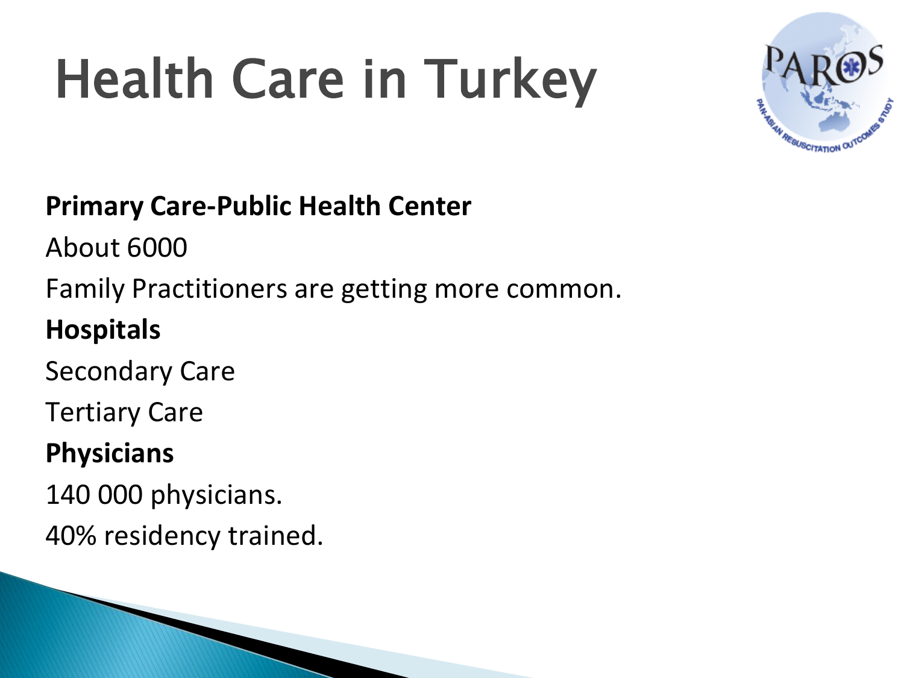# Health Care in Turkey

**Primary Care-Public Health Center**

About 6000

Family Practitioners are getting more common.

**Hospitals**

Secondary Care

Tertiary Care

**Physicians**

140 000 physicians.

40% residency trained.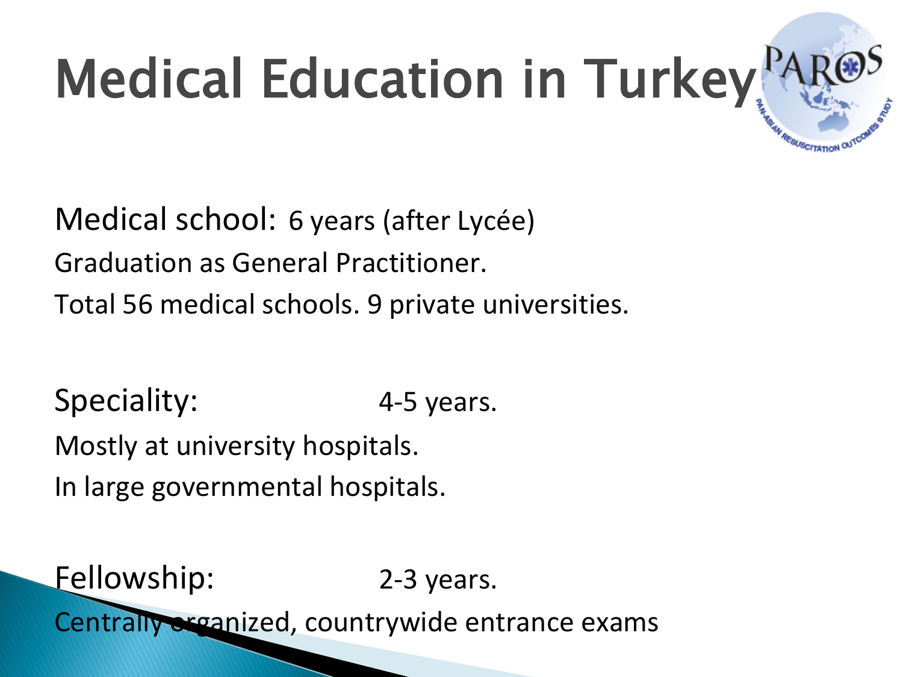# Medical Education in Turkey

Medical school: 6 years (after Lycée)

Graduation as General Practitioner.

Total 56 medical schools. 9 private universities.

Speciality: 4-5 years.

Mostly at university hospitals.

In large governmental hospitals.

Fellowship: 2-3 years.

Centrally organized, countrywide entrance exams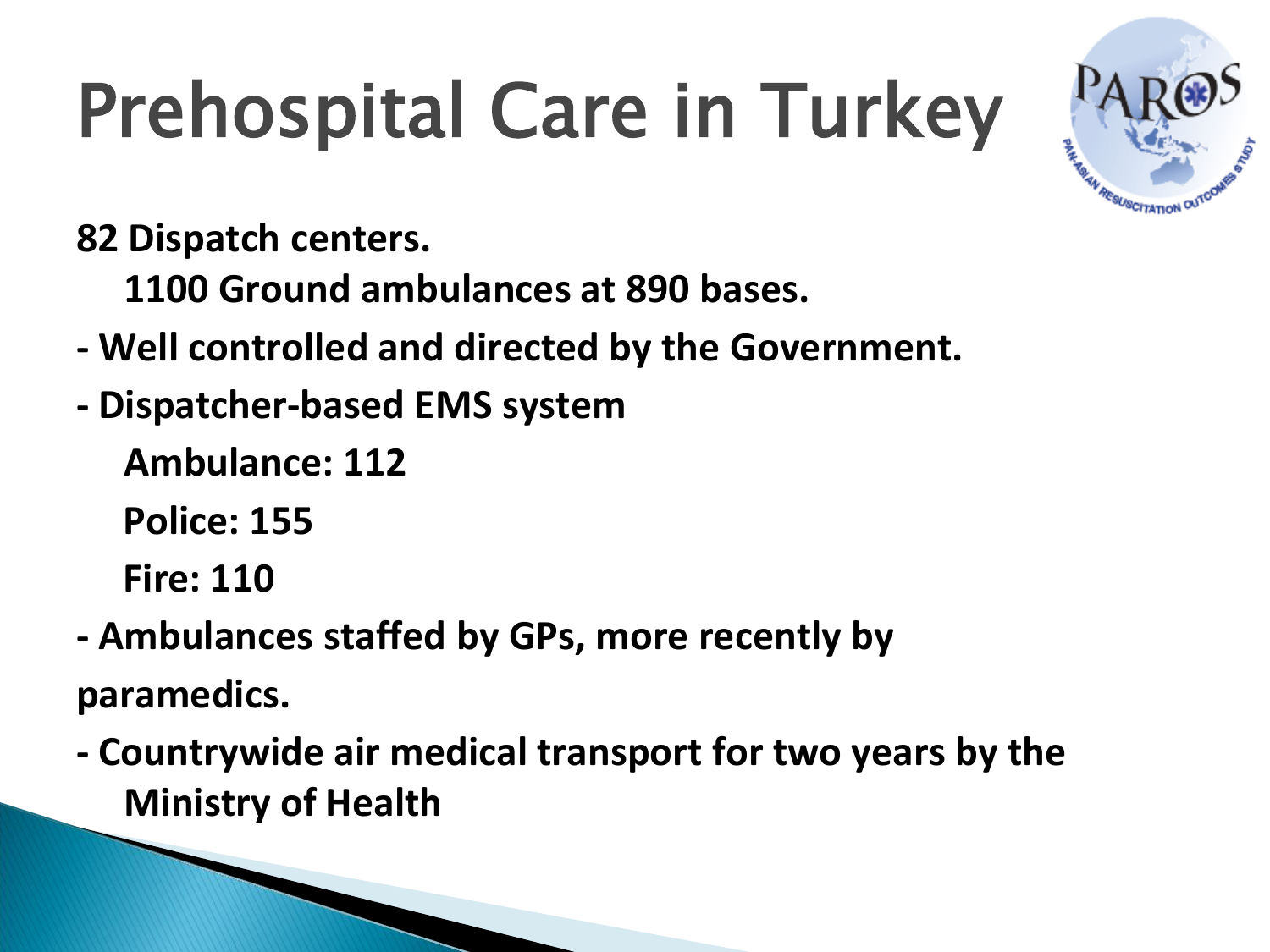# Prehospital Care in Turkey

**82 Dispatch centers.**

**1100 Ground ambulances at 890 bases.**

**- Well controlled and directed by the Government.**

**- Dispatcher-based EMS system**

**Ambulance: 112**

**Police: 155**

**Fire: 110**

**- Ambulances staffed by GPs, more recently by paramedics.**

**- Countrywide air medical transport for two years by the Ministry of Health**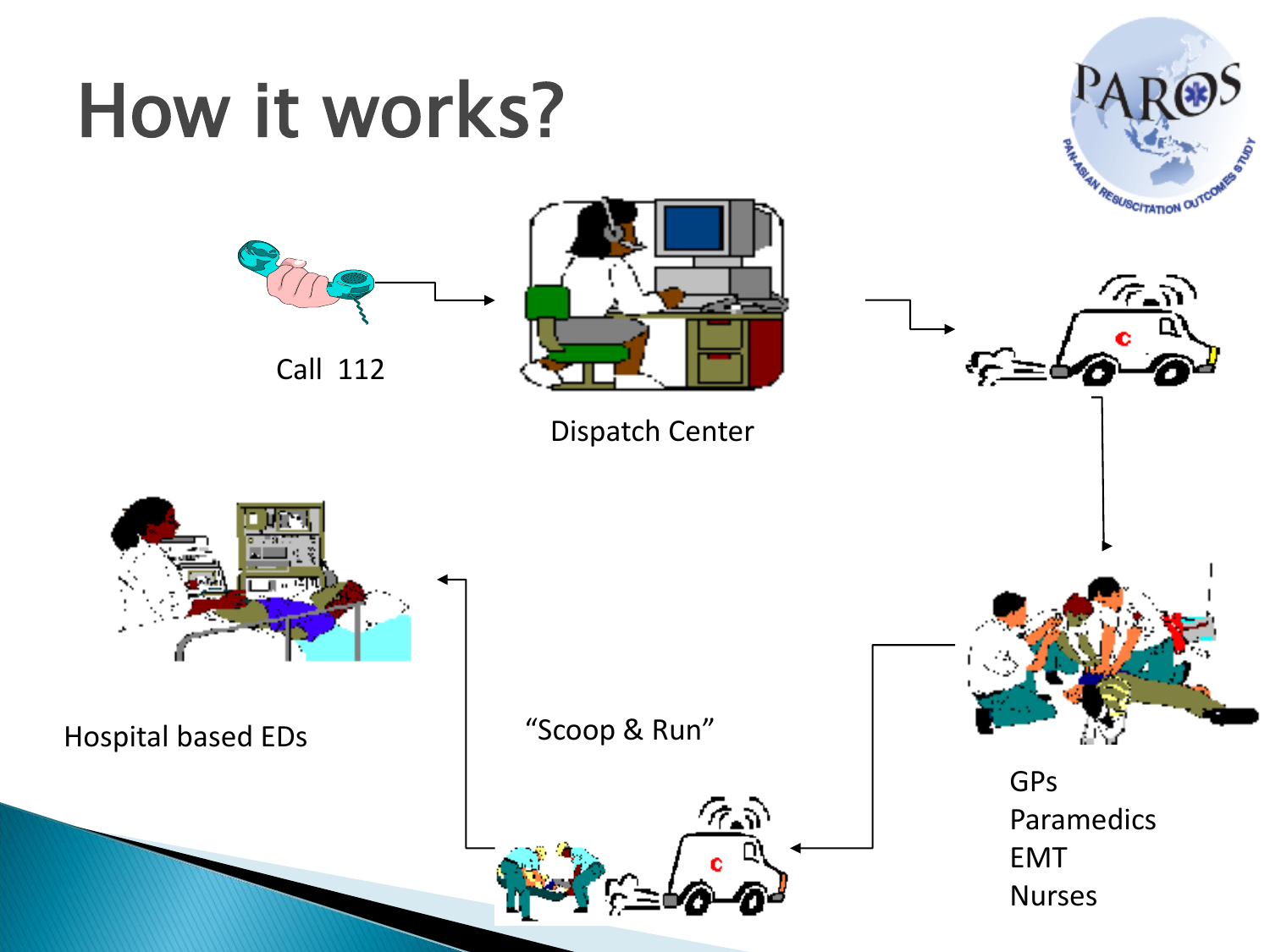# How it works?

Call 112

Dispatch Center

GPs
Paramedics
EMT
Nurses

"Scoop & Run"

Hospital based EDs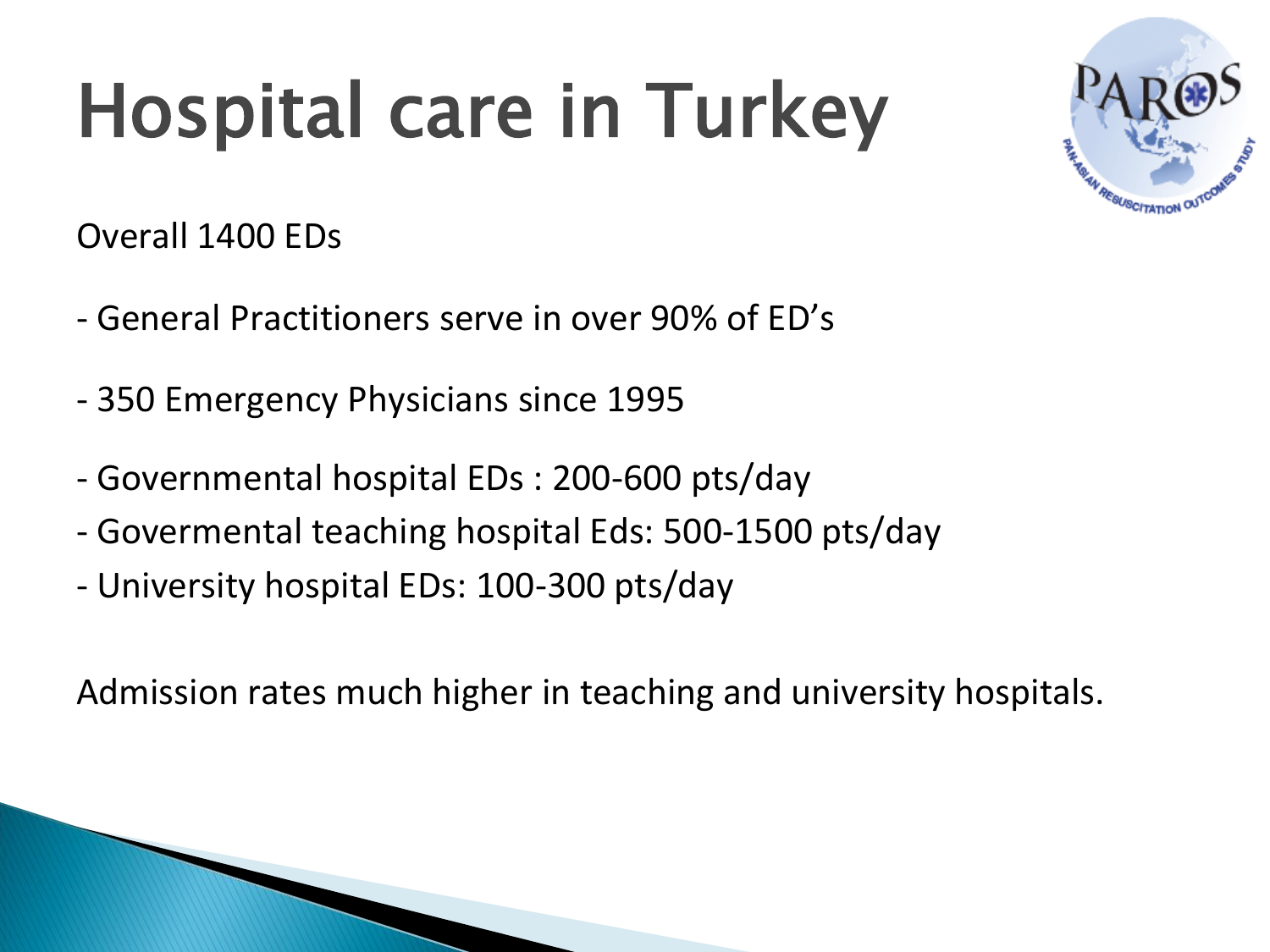# Hospital care in Turkey

Overall 1400 EDs

- General Practitioners serve in over 90% of ED's

- 350 Emergency Physicians since 1995

- Governmental hospital EDs : 200-600 pts/day
- Govermental teaching hospital Eds: 500-1500 pts/day
- University hospital EDs: 100-300 pts/day

Admission rates much higher in teaching and university hospitals.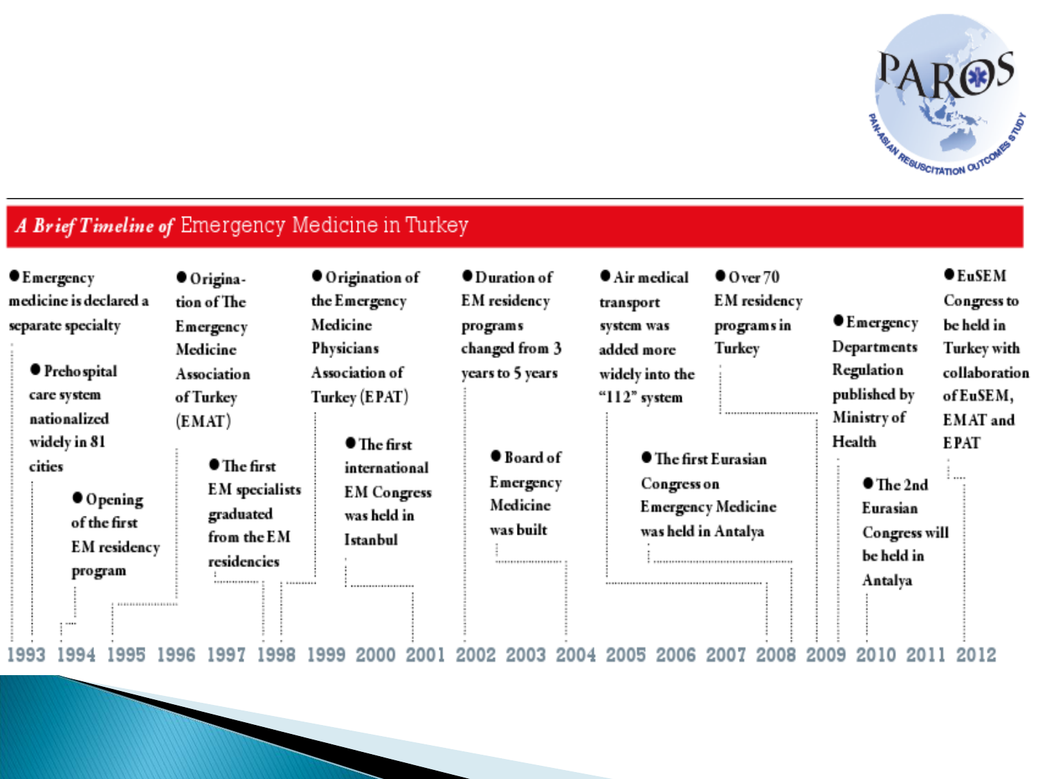## A Brief Timeline of Emergency Medicine in Turkey

- Emergency medicine is declared a separate specialty
- Prehospital care system nationalized widely in 81 cities
- Opening of the first EM residency program
- Origination of The Emergency Medicine Association of Turkey (EMAT)
- The first EM specialists graduated from the EM residencies
- Origination of the Emergency Medicine Physicians Association of Turkey (EPAT)
- The first international EM Congress was held in Istanbul
- Duration of EM residency programs changed from 3 years to 5 years
- Board of Emergency Medicine was built
- Air medical transport system was added more widely into the "112" system
- The first Eurasian Congress on Emergency Medicine was held in Antalya
- Over 70 EM residency programs in Turkey
- Emergency Departments Regulation published by Ministry of Health
- The 2nd Eurasian Congress will be held in Antalya
- EuSEM Congress to be held in Turkey with collaboration of EuSEM, EMAT and EPAT

1993 1994 1995 1996 1997 1998 1999 2000 2001 2002 2003 2004 2005 2006 2007 2008 2009 2010 2011 2012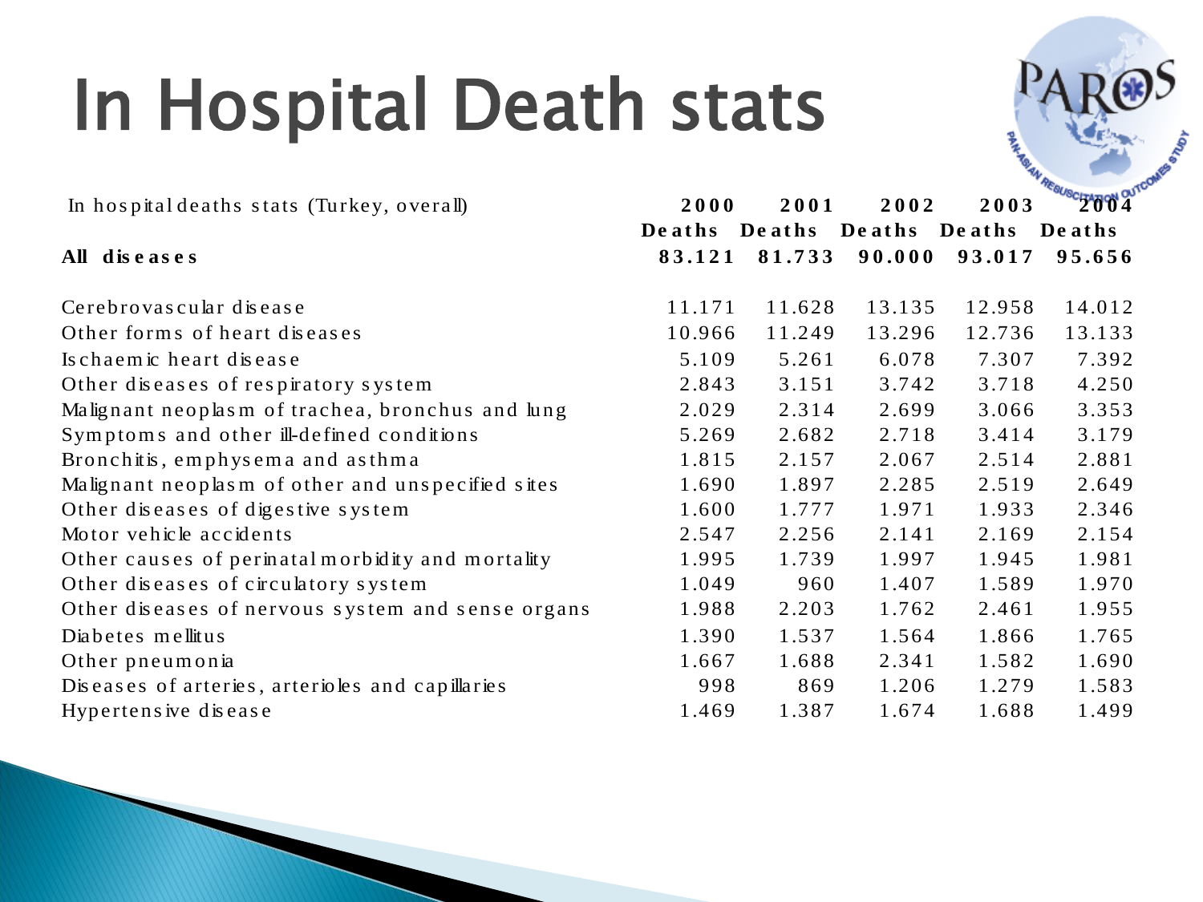# In Hospital Death stats

| In hospital deaths stats (Turkey, overall) | 2000 | 2001 | 2002 | 2003 | 2004 |
|---|---|---|---|---|---|
| | **Deaths** | **Deaths** | **Deaths** | **Deaths** | **Deaths** |
| **All diseases** | **83.121** | **81.733** | **90.000** | **93.017** | **95.656** |
| Cerebrovascular disease | 11.171 | 11.628 | 13.135 | 12.958 | 14.012 |
| Other forms of heart diseases | 10.966 | 11.249 | 13.296 | 12.736 | 13.133 |
| Ischaemic heart disease | 5.109 | 5.261 | 6.078 | 7.307 | 7.392 |
| Other diseases of respiratory system | 2.843 | 3.151 | 3.742 | 3.718 | 4.250 |
| Malignant neoplasm of trachea, bronchus and lung | 2.029 | 2.314 | 2.699 | 3.066 | 3.353 |
| Symptoms and other ill-defined conditions | 5.269 | 2.682 | 2.718 | 3.414 | 3.179 |
| Bronchitis, emphysema and asthma | 1.815 | 2.157 | 2.067 | 2.514 | 2.881 |
| Malignant neoplasm of other and unspecified sites | 1.690 | 1.897 | 2.285 | 2.519 | 2.649 |
| Other diseases of digestive system | 1.600 | 1.777 | 1.971 | 1.933 | 2.346 |
| Motor vehicle accidents | 2.547 | 2.256 | 2.141 | 2.169 | 2.154 |
| Other causes of perinatal morbidity and mortality | 1.995 | 1.739 | 1.997 | 1.945 | 1.981 |
| Other diseases of circulatory system | 1.049 | 960 | 1.407 | 1.589 | 1.970 |
| Other diseases of nervous system and sense organs | 1.988 | 2.203 | 1.762 | 2.461 | 1.955 |
| Diabetes mellitus | 1.390 | 1.537 | 1.564 | 1.866 | 1.765 |
| Other pneumonia | 1.667 | 1.688 | 2.341 | 1.582 | 1.690 |
| Diseases of arteries, arterioles and capillaries | 998 | 869 | 1.206 | 1.279 | 1.583 |
| Hypertensive disease | 1.469 | 1.387 | 1.674 | 1.688 | 1.499 |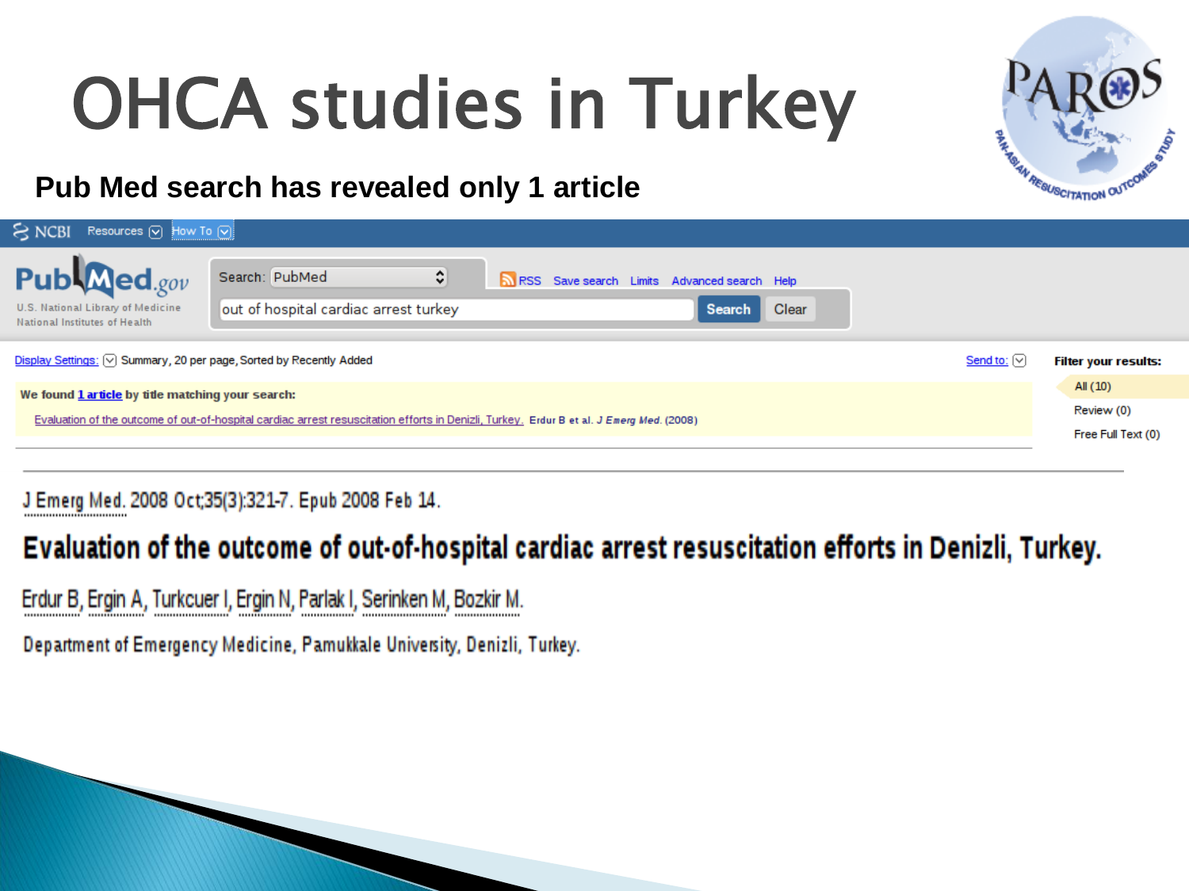# OHCA studies in Turkey

**Pub Med search has revealed only 1 article**

NCBI Resources How To

PubMed.gov
U.S. National Library of Medicine
National Institutes of Health

Search: PubMed

RSS Save search Limits Advanced search Help

out of hospital cardiac arrest turkey

Search Clear

Display Settings: Summary, 20 per page, Sorted by Recently Added

Send to:

Filter your results:

- All (10)
- Review (0)
- Free Full Text (0)

**We found 1 article by title matching your search:**

Evaluation of the outcome of out-of-hospital cardiac arrest resuscitation efforts in Denizli, Turkey. Erdur B et al. *J Emerg Med.* (2008)

J Emerg Med. 2008 Oct;35(3):321-7. Epub 2008 Feb 14.

## Evaluation of the outcome of out-of-hospital cardiac arrest resuscitation efforts in Denizli, Turkey.

Erdur B, Ergin A, Turkcuer I, Ergin N, Parlak I, Serinken M, Bozkir M.

Department of Emergency Medicine, Pamukkale University, Denizli, Turkey.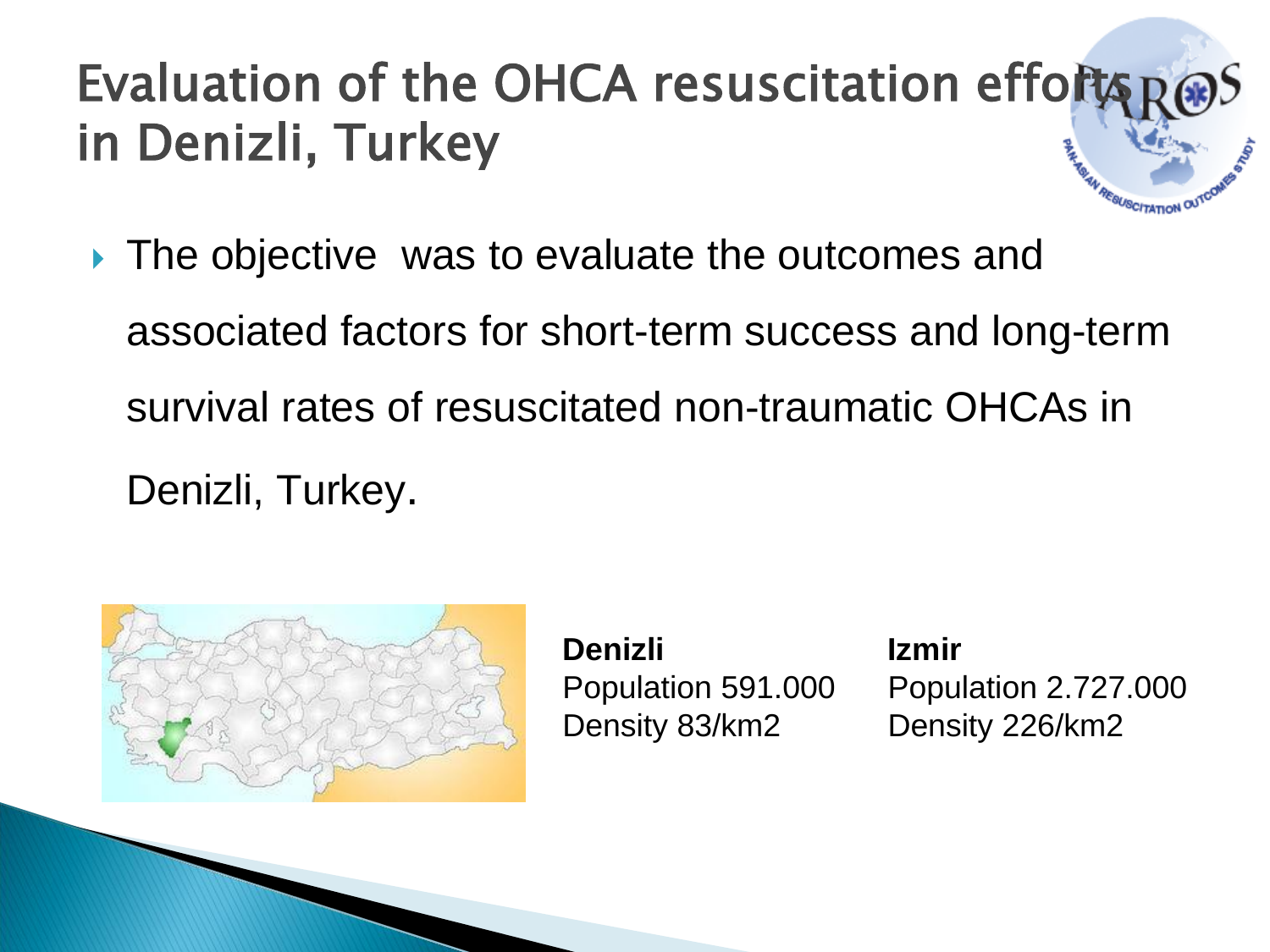# Evaluation of the OHCA resuscitation efforts in Denizli, Turkey

- The objective was to evaluate the outcomes and associated factors for short-term success and long-term survival rates of resuscitated non-traumatic OHCAs in Denizli, Turkey.

**Denizli**
Population 591.000
Density 83/km2

**Izmir**
Population 2.727.000
Density 226/km2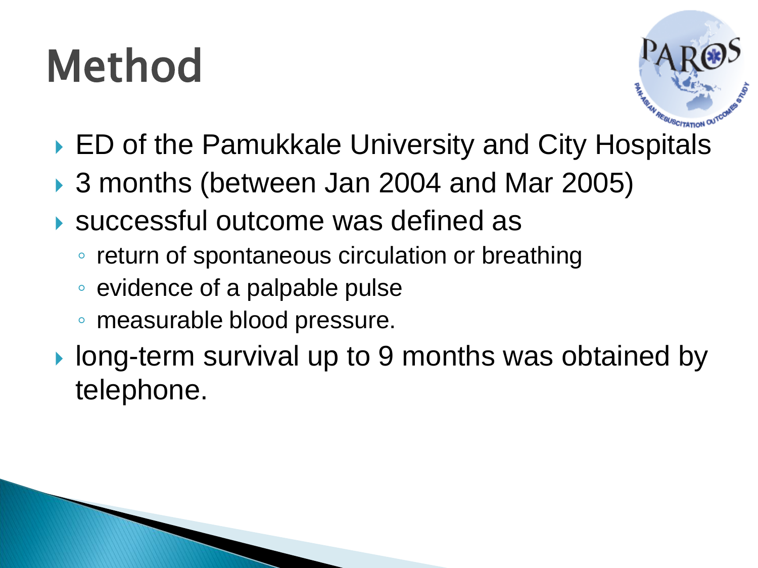# Method

- ED of the Pamukkale University and City Hospitals
- 3 months (between Jan 2004 and Mar 2005)
- successful outcome was defined as
  - return of spontaneous circulation or breathing
  - evidence of a palpable pulse
  - measurable blood pressure.
- long-term survival up to 9 months was obtained by telephone.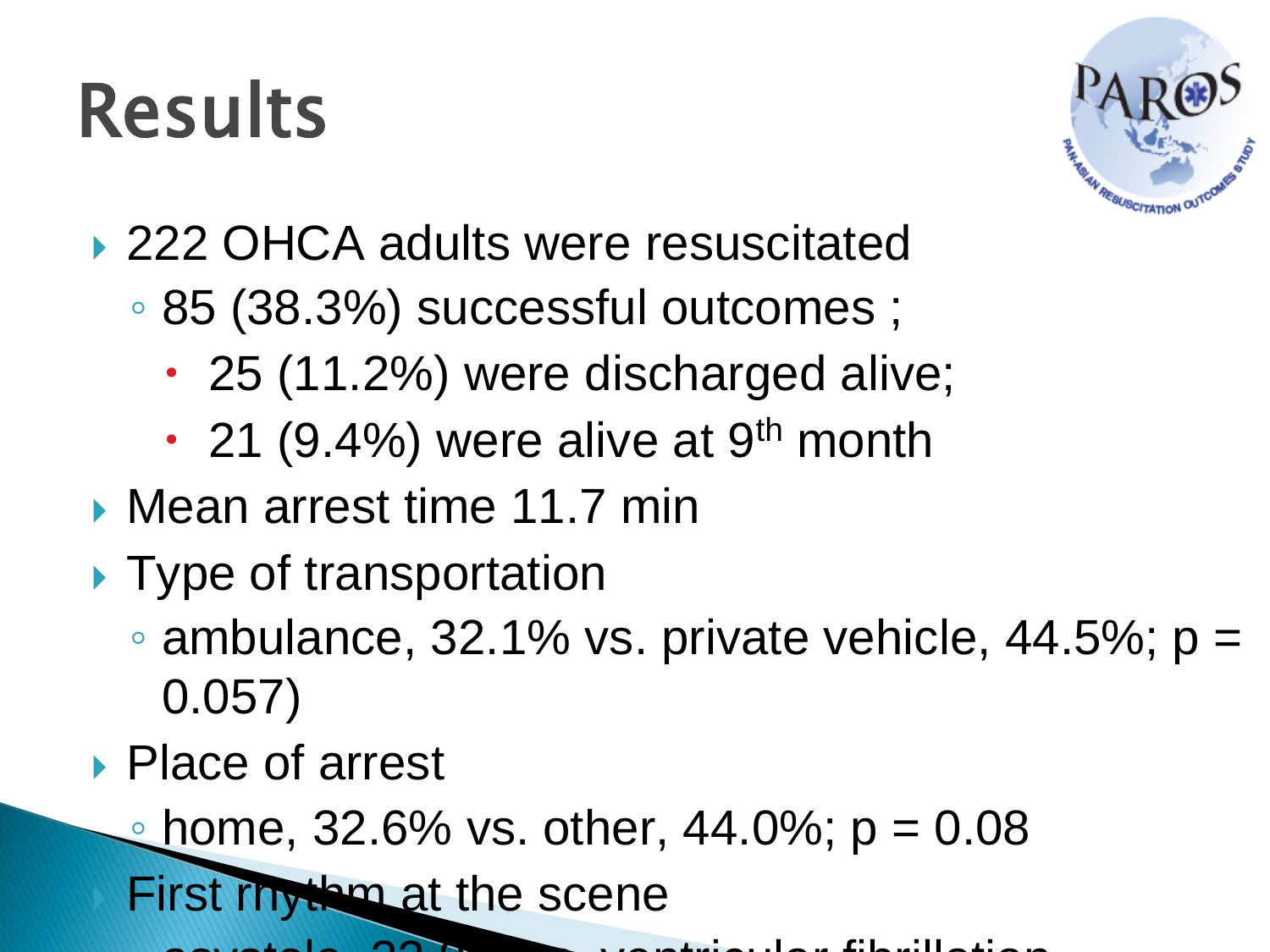# Results

- 222 OHCA adults were resuscitated
  - 85 (38.3%) successful outcomes ;
    - 25 (11.2%) were discharged alive;
    - 21 (9.4%) were alive at 9th month
- Mean arrest time 11.7 min
- Type of transportation
  - ambulance, 32.1% vs. private vehicle, 44.5%; p = 0.057)
- Place of arrest
  - home, 32.6% vs. other, 44.0%; p = 0.08
- First rhythm at the scene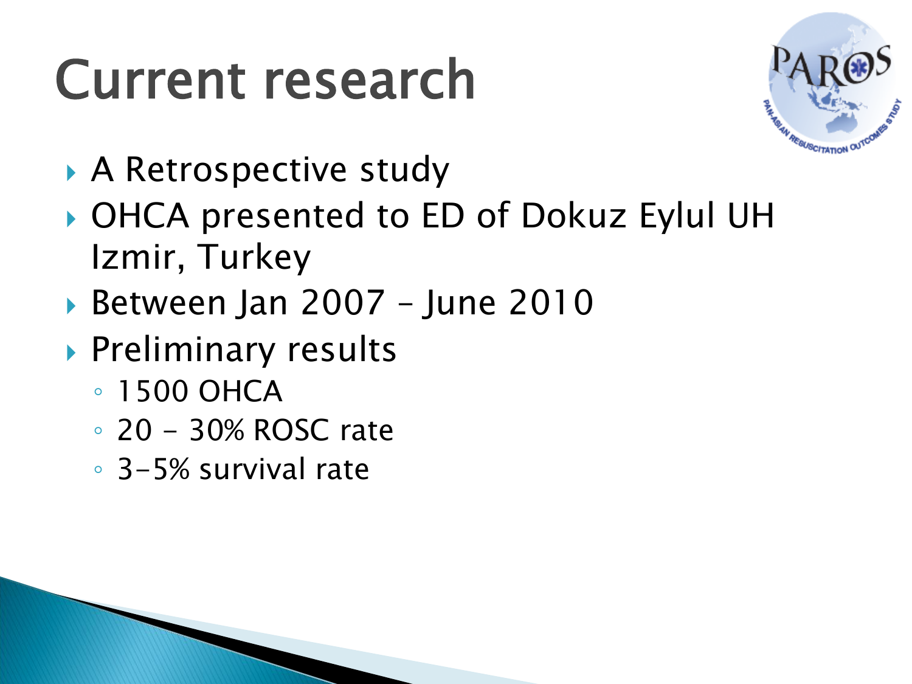# Current research

- A Retrospective study
- OHCA presented to ED of Dokuz Eylul UH Izmir, Turkey
- Between Jan 2007 – June 2010
- Preliminary results
  - 1500 OHCA
  - 20 - 30% ROSC rate
  - 3-5% survival rate